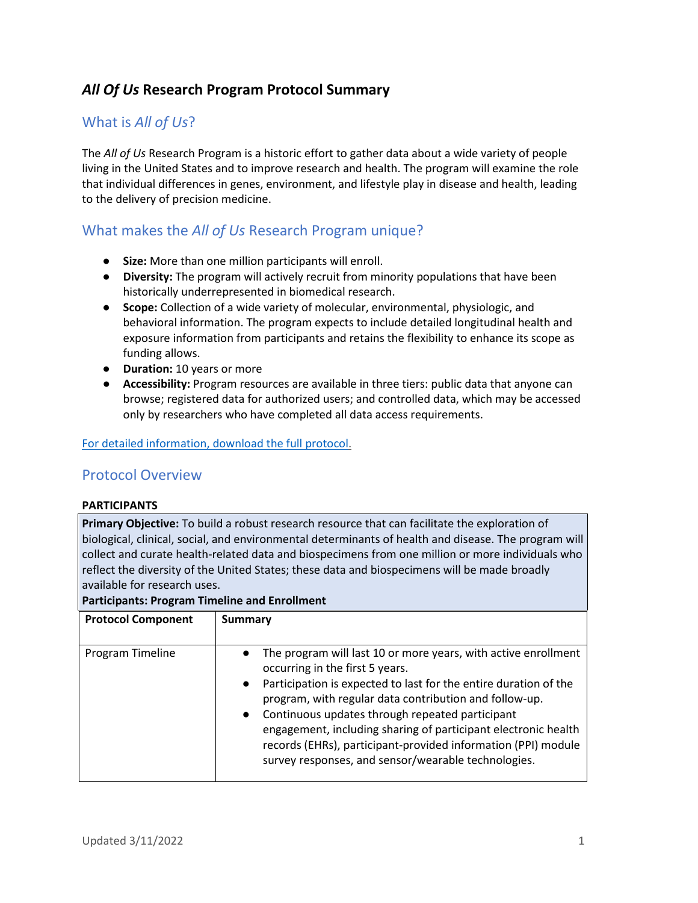# *All Of Us* Research Program Protocol Summary

## What is *All of Us*?

The *All of Us* Research Program is a historic effort to gather data about a wide variety of people living in the United States and to improve research and health. The program will examine the role that individual differences in genes, environment, and lifestyle play in disease and health, leading to the delivery of precision medicine.

## What makes the *All of Us* Research Program unique?

- **Size:** More than one million participants will enroll.
- **Diversity:** The program will actively recruit from minority populations that have been historically underrepresented in biomedical research.
- **Scope:** Collection of a wide variety of molecular, environmental, physiologic, and behavioral information. The program expects to include detailed longitudinal health and exposure information from participants and retains the flexibility to enhance its scope as funding allows.
- **Duration:** 10 years or more
- **Accessibility:** Program resources are available in three tiers: public data that anyone can browse; registered data for authorized users; and controlled data, which may be accessed only by researchers who have completed all data access requirements.

For detailed information, download the full protocol.

## Protocol Overview

**PARTICIPANTS**

**Primary Objective:** To build a robust research resource that can facilitate the exploration of biological, clinical, social, and environmental determinants of health and disease. The program will collect and curate health-related data and biospecimens from one million or more individuals who reflect the diversity of the United States; these data and biospecimens will be made broadly available for research uses.

**Participants: Program Timeline and Enrollment**

| Protocol Component | Summary |
|---|---|
| Program Timeline | • The program will last 10 or more years, with active enrollment occurring in the first 5 years.<br>• Participation is expected to last for the entire duration of the program, with regular data contribution and follow-up.<br>• Continuous updates through repeated participant engagement, including sharing of participant electronic health records (EHRs), participant-provided information (PPI) module survey responses, and sensor/wearable technologies. |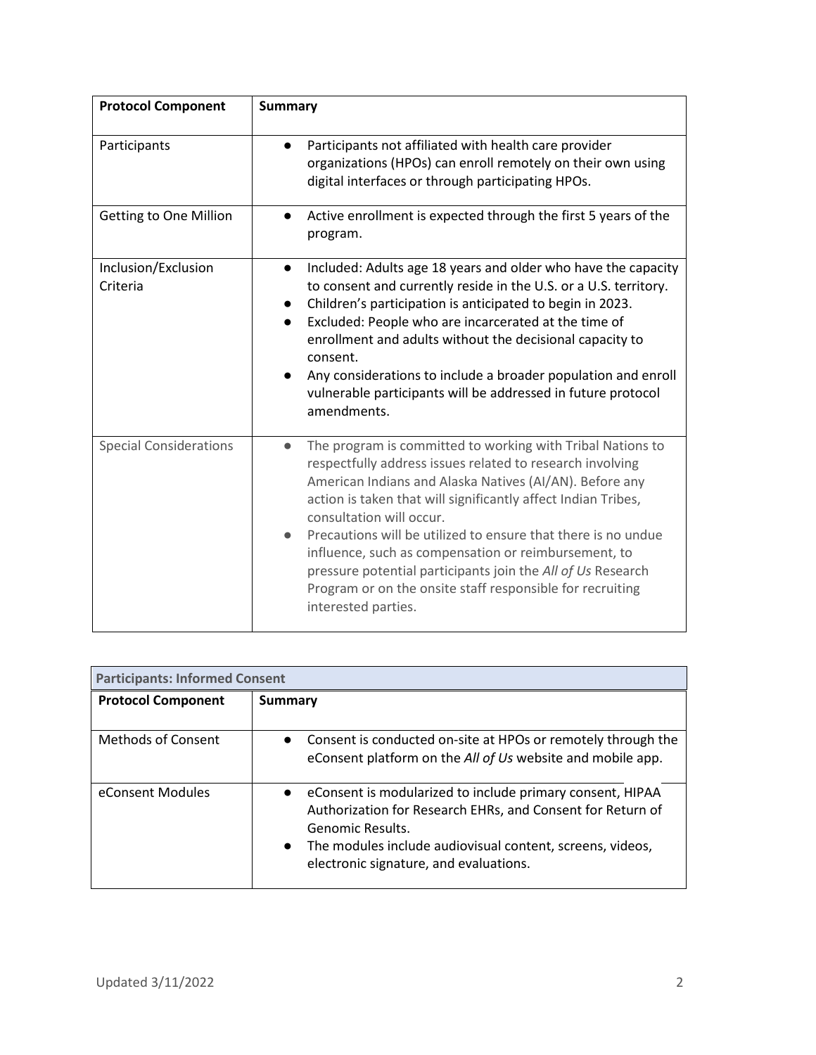| Protocol Component | Summary |
|---|---|
| Participants | • Participants not affiliated with health care provider organizations (HPOs) can enroll remotely on their own using digital interfaces or through participating HPOs. |
| Getting to One Million | • Active enrollment is expected through the first 5 years of the program. |
| Inclusion/Exclusion Criteria | • Included: Adults age 18 years and older who have the capacity to consent and currently reside in the U.S. or a U.S. territory.<br>• Children's participation is anticipated to begin in 2023.<br>• Excluded: People who are incarcerated at the time of enrollment and adults without the decisional capacity to consent.<br>• Any considerations to include a broader population and enroll vulnerable participants will be addressed in future protocol amendments. |
| Special Considerations | • The program is committed to working with Tribal Nations to respectfully address issues related to research involving American Indians and Alaska Natives (AI/AN). Before any action is taken that will significantly affect Indian Tribes, consultation will occur.<br>• Precautions will be utilized to ensure that there is no undue influence, such as compensation or reimbursement, to pressure potential participants join the *All of Us* Research Program or on the onsite staff responsible for recruiting interested parties. |

**Participants: Informed Consent**

| Protocol Component | Summary |
|---|---|
| Methods of Consent | • Consent is conducted on-site at HPOs or remotely through the eConsent platform on the *All of Us* website and mobile app. |
| eConsent Modules | • eConsent is modularized to include primary consent, HIPAA Authorization for Research EHRs, and Consent for Return of Genomic Results.<br>• The modules include audiovisual content, screens, videos, electronic signature, and evaluations. |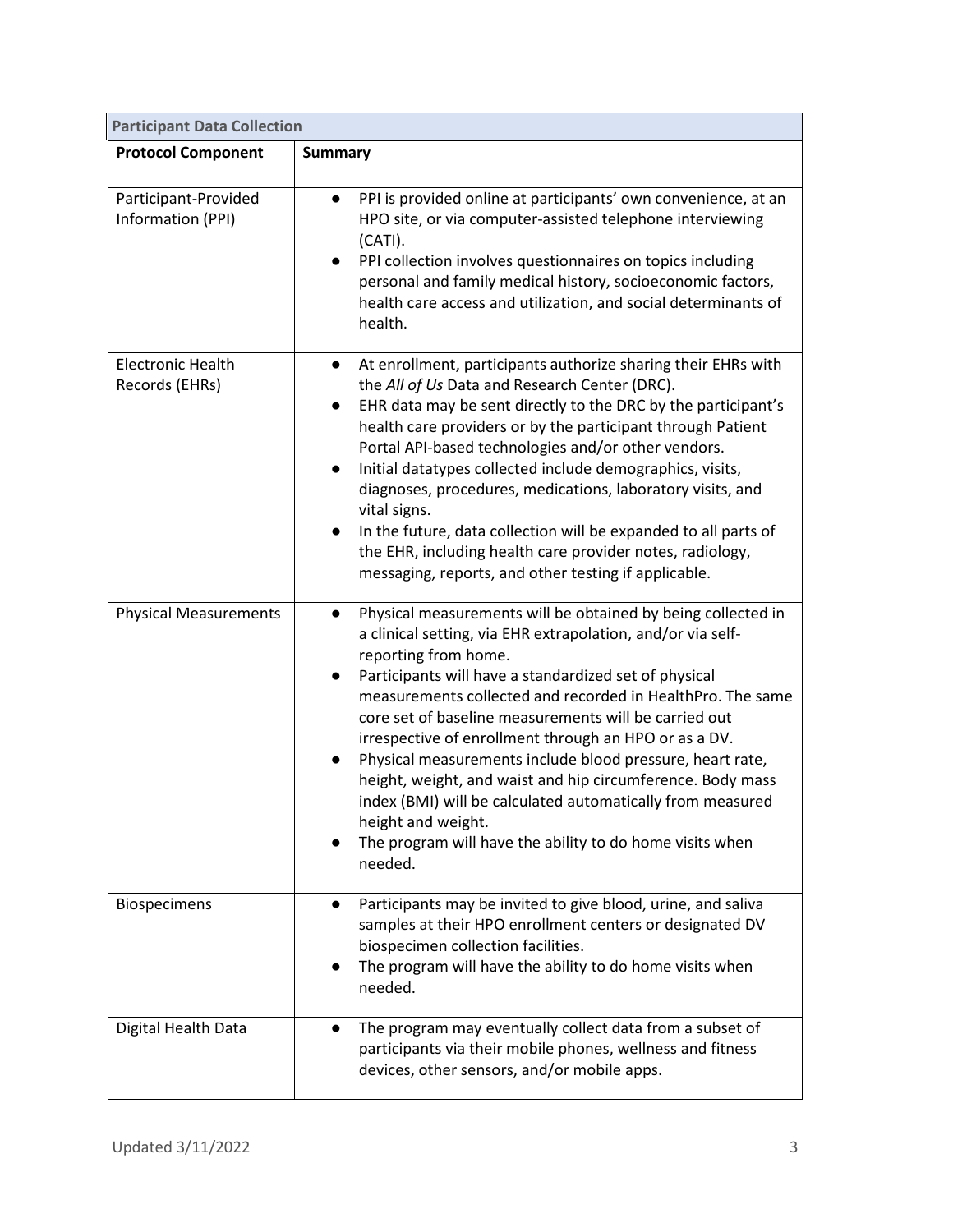| **Participant Data Collection** | |
|---|---|
| **Protocol Component** | **Summary** |
| Participant-Provided Information (PPI) | • PPI is provided online at participants' own convenience, at an HPO site, or via computer-assisted telephone interviewing (CATI).<br>• PPI collection involves questionnaires on topics including personal and family medical history, socioeconomic factors, health care access and utilization, and social determinants of health. |
| Electronic Health Records (EHRs) | • At enrollment, participants authorize sharing their EHRs with the *All of Us* Data and Research Center (DRC).<br>• EHR data may be sent directly to the DRC by the participant's health care providers or by the participant through Patient Portal API-based technologies and/or other vendors.<br>• Initial datatypes collected include demographics, visits, diagnoses, procedures, medications, laboratory visits, and vital signs.<br>• In the future, data collection will be expanded to all parts of the EHR, including health care provider notes, radiology, messaging, reports, and other testing if applicable. |
| Physical Measurements | • Physical measurements will be obtained by being collected in a clinical setting, via EHR extrapolation, and/or via self-reporting from home.<br>• Participants will have a standardized set of physical measurements collected and recorded in HealthPro. The same core set of baseline measurements will be carried out irrespective of enrollment through an HPO or as a DV.<br>• Physical measurements include blood pressure, heart rate, height, weight, and waist and hip circumference. Body mass index (BMI) will be calculated automatically from measured height and weight.<br>• The program will have the ability to do home visits when needed. |
| Biospecimens | • Participants may be invited to give blood, urine, and saliva samples at their HPO enrollment centers or designated DV biospecimen collection facilities.<br>• The program will have the ability to do home visits when needed. |
| Digital Health Data | • The program may eventually collect data from a subset of participants via their mobile phones, wellness and fitness devices, other sensors, and/or mobile apps. |

Updated 3/11/2022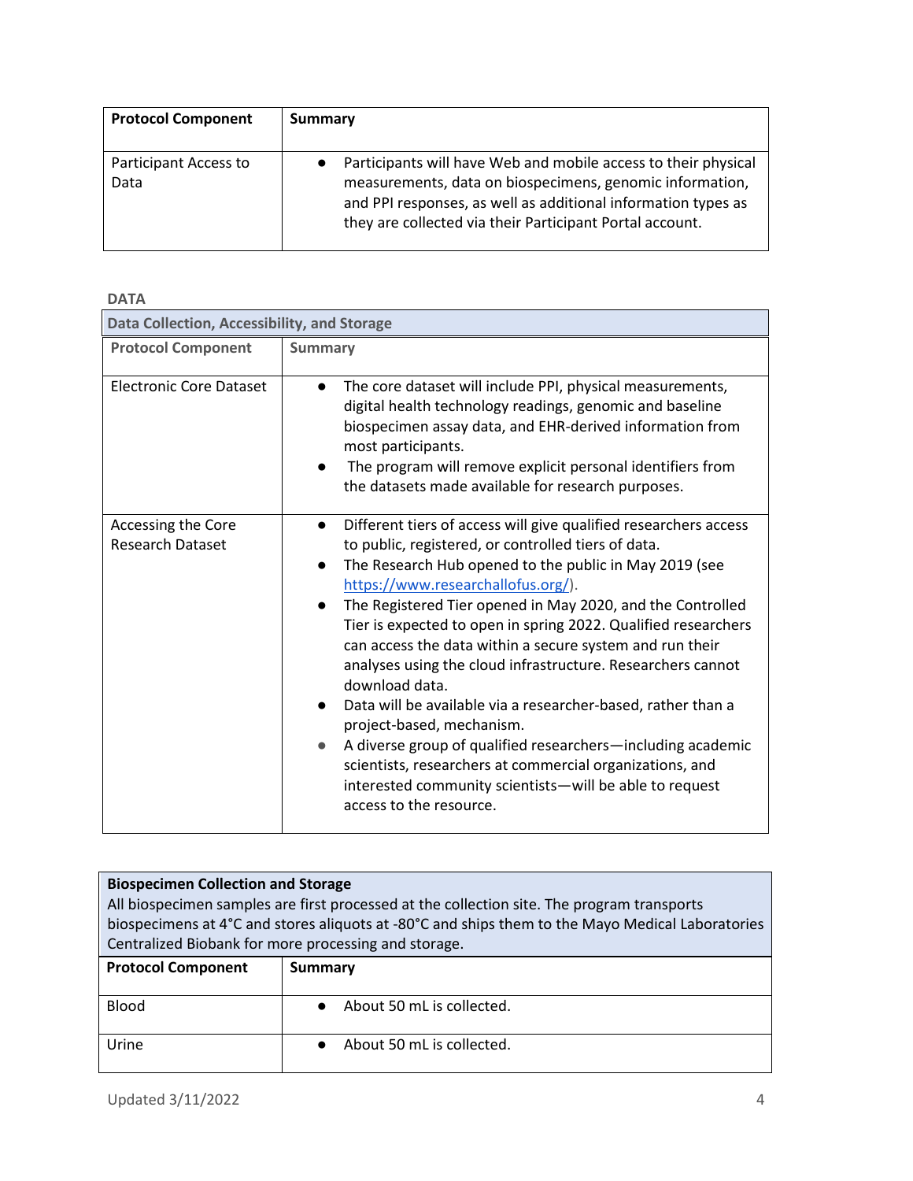| Protocol Component | Summary |
| --- | --- |
| Participant Access to Data | • Participants will have Web and mobile access to their physical measurements, data on biospecimens, genomic information, and PPI responses, as well as additional information types as they are collected via their Participant Portal account. |

**DATA**

| Data Collection, Accessibility, and Storage | |
| --- | --- |
| **Protocol Component** | **Summary** |
| Electronic Core Dataset | • The core dataset will include PPI, physical measurements, digital health technology readings, genomic and baseline biospecimen assay data, and EHR-derived information from most participants.<br>• The program will remove explicit personal identifiers from the datasets made available for research purposes. |
| Accessing the Core Research Dataset | • Different tiers of access will give qualified researchers access to public, registered, or controlled tiers of data.<br>• The Research Hub opened to the public in May 2019 (see https://www.researchallofus.org/).<br>• The Registered Tier opened in May 2020, and the Controlled Tier is expected to open in spring 2022. Qualified researchers can access the data within a secure system and run their analyses using the cloud infrastructure. Researchers cannot download data.<br>• Data will be available via a researcher-based, rather than a project-based, mechanism.<br>• A diverse group of qualified researchers—including academic scientists, researchers at commercial organizations, and interested community scientists—will be able to request access to the resource. |

| **Biospecimen Collection and Storage**<br>All biospecimen samples are first processed at the collection site. The program transports biospecimens at 4°C and stores aliquots at -80°C and ships them to the Mayo Medical Laboratories Centralized Biobank for more processing and storage. | |
| --- | --- |
| **Protocol Component** | **Summary** |
| Blood | • About 50 mL is collected. |
| Urine | • About 50 mL is collected. |

Updated 3/11/2022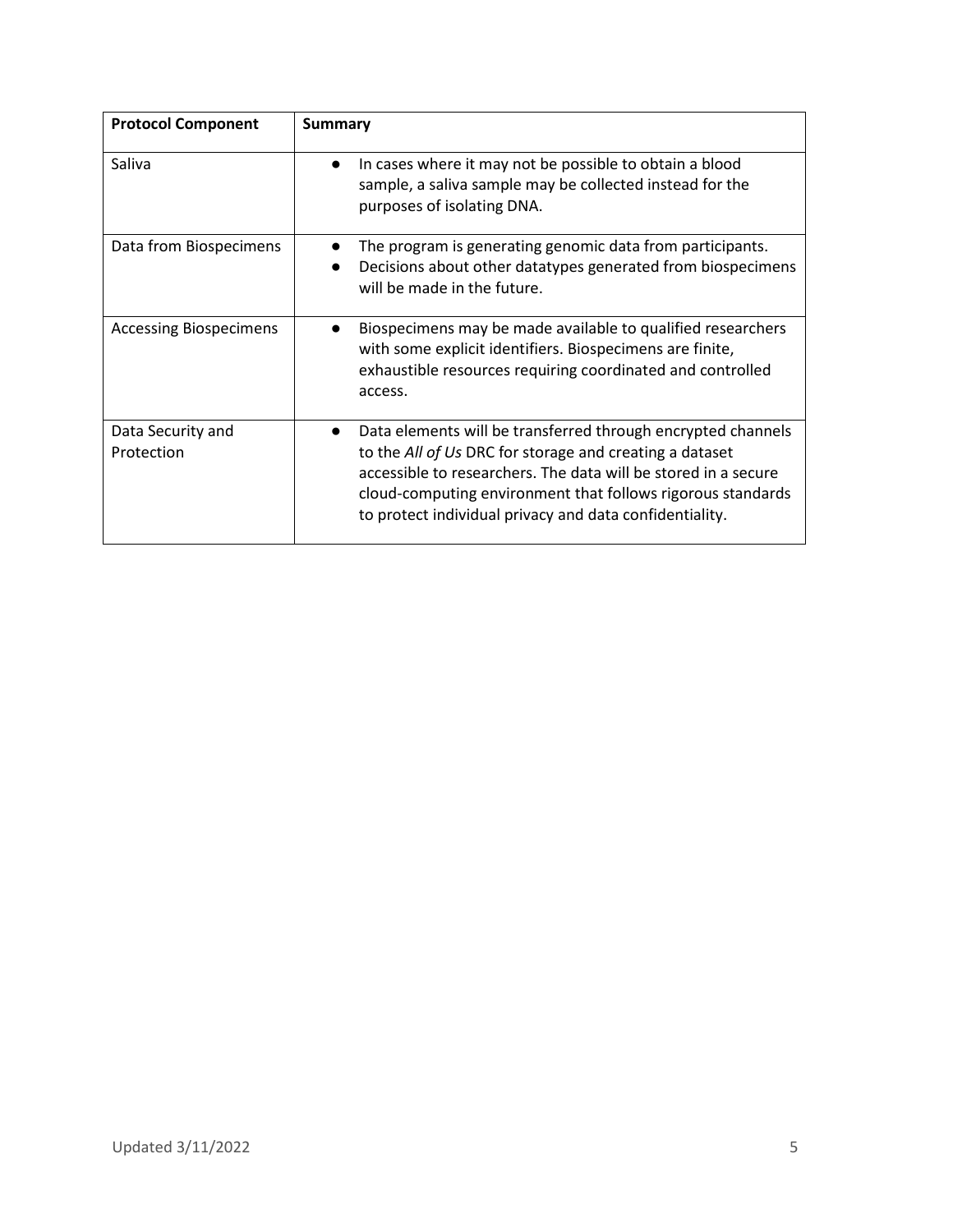| **Protocol Component** | **Summary** |
| --- | --- |
| Saliva | • In cases where it may not be possible to obtain a blood sample, a saliva sample may be collected instead for the purposes of isolating DNA. |
| Data from Biospecimens | • The program is generating genomic data from participants.<br>• Decisions about other datatypes generated from biospecimens will be made in the future. |
| Accessing Biospecimens | • Biospecimens may be made available to qualified researchers with some explicit identifiers. Biospecimens are finite, exhaustible resources requiring coordinated and controlled access. |
| Data Security and Protection | • Data elements will be transferred through encrypted channels to the *All of Us* DRC for storage and creating a dataset accessible to researchers. The data will be stored in a secure cloud-computing environment that follows rigorous standards to protect individual privacy and data confidentiality. |

Updated 3/11/2022